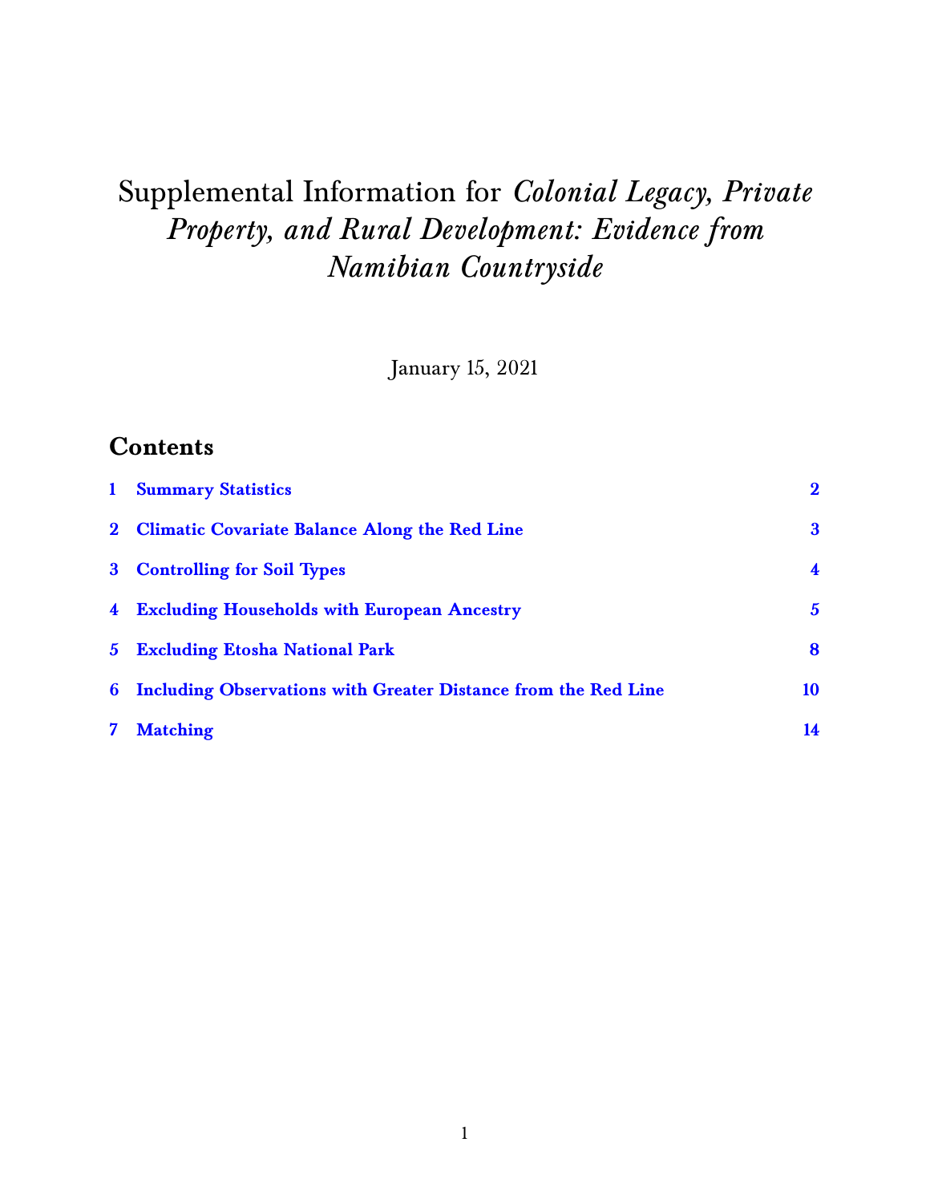# Supplemental Information for *Colonial Legacy, Private Property, and Rural Development: Evidence from Namibian Countryside*

January 15, 2021

## Contents

| | | |
|---|---|---|
| 1 | Summary Statistics | 2 |
| 2 | Climatic Covariate Balance Along the Red Line | 3 |
| 3 | Controlling for Soil Types | 4 |
| 4 | Excluding Households with European Ancestry | 5 |
| 5 | Excluding Etosha National Park | 8 |
| 6 | Including Observations with Greater Distance from the Red Line | 10 |
| 7 | Matching | 14 |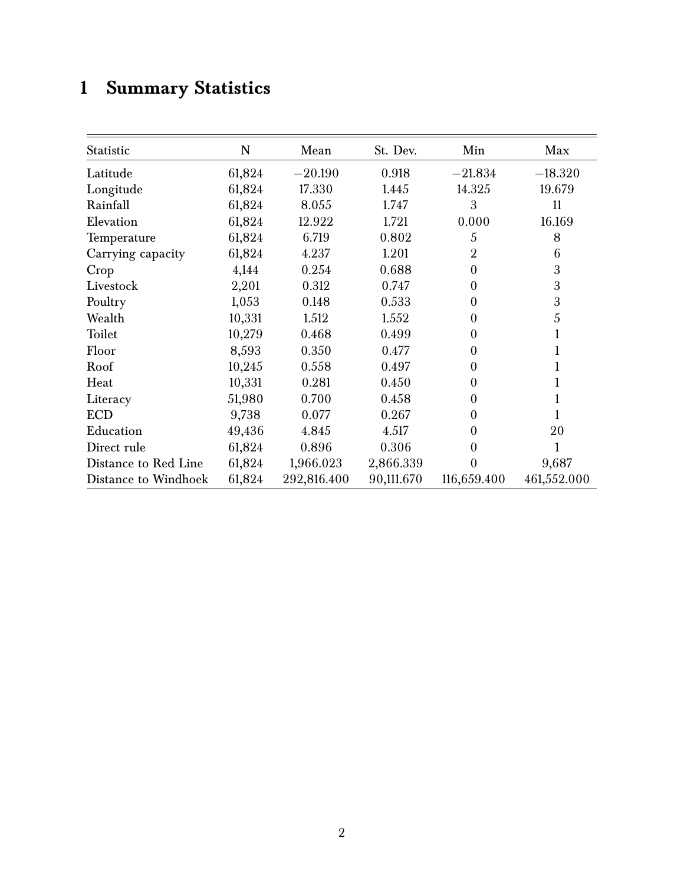# 1 Summary Statistics

| Statistic | N | Mean | St. Dev. | Min | Max |
|---|---|---|---|---|---|
| Latitude | 61,824 | −20.190 | 0.918 | −21.834 | −18.320 |
| Longitude | 61,824 | 17.330 | 1.445 | 14.325 | 19.679 |
| Rainfall | 61,824 | 8.055 | 1.747 | 3 | 11 |
| Elevation | 61,824 | 12.922 | 1.721 | 0.000 | 16.169 |
| Temperature | 61,824 | 6.719 | 0.802 | 5 | 8 |
| Carrying capacity | 61,824 | 4.237 | 1.201 | 2 | 6 |
| Crop | 4,144 | 0.254 | 0.688 | 0 | 3 |
| Livestock | 2,201 | 0.312 | 0.747 | 0 | 3 |
| Poultry | 1,053 | 0.148 | 0.533 | 0 | 3 |
| Wealth | 10,331 | 1.512 | 1.552 | 0 | 5 |
| Toilet | 10,279 | 0.468 | 0.499 | 0 | 1 |
| Floor | 8,593 | 0.350 | 0.477 | 0 | 1 |
| Roof | 10,245 | 0.558 | 0.497 | 0 | 1 |
| Heat | 10,331 | 0.281 | 0.450 | 0 | 1 |
| Literacy | 51,980 | 0.700 | 0.458 | 0 | 1 |
| ECD | 9,738 | 0.077 | 0.267 | 0 | 1 |
| Education | 49,436 | 4.845 | 4.517 | 0 | 20 |
| Direct rule | 61,824 | 0.896 | 0.306 | 0 | 1 |
| Distance to Red Line | 61,824 | 1,966.023 | 2,866.339 | 0 | 9,687 |
| Distance to Windhoek | 61,824 | 292,816.400 | 90,111.670 | 116,659.400 | 461,552.000 |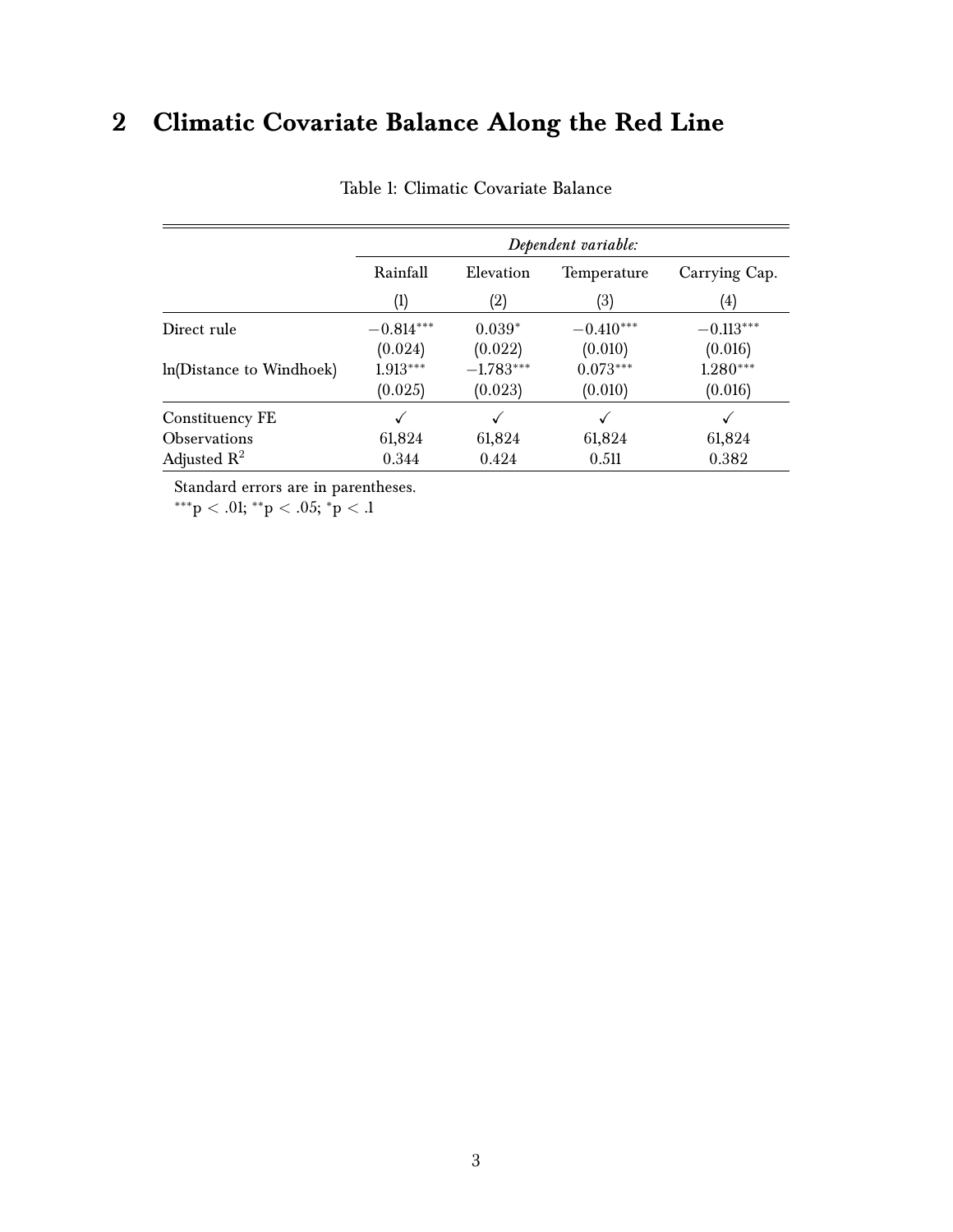## 2 Climatic Covariate Balance Along the Red Line

Table 1: Climatic Covariate Balance

| | *Dependent variable:* | | | |
|---|---|---|---|---|
| | Rainfall | Elevation | Temperature | Carrying Cap. |
| | (1) | (2) | (3) | (4) |
| Direct rule | $-0.814^{***}$ | $0.039^{*}$ | $-0.410^{***}$ | $-0.113^{***}$ |
| | (0.024) | (0.022) | (0.010) | (0.016) |
| ln(Distance to Windhoek) | $1.913^{***}$ | $-1.783^{***}$ | $0.073^{***}$ | $1.280^{***}$ |
| | (0.025) | (0.023) | (0.010) | (0.016) |
| Constituency FE | ✓ | ✓ | ✓ | ✓ |
| Observations | 61,824 | 61,824 | 61,824 | 61,824 |
| Adjusted $R^2$ | 0.344 | 0.424 | 0.511 | 0.382 |

Standard errors are in parentheses.
$^{***}p < .01$; $^{**}p < .05$; $^{*}p < .1$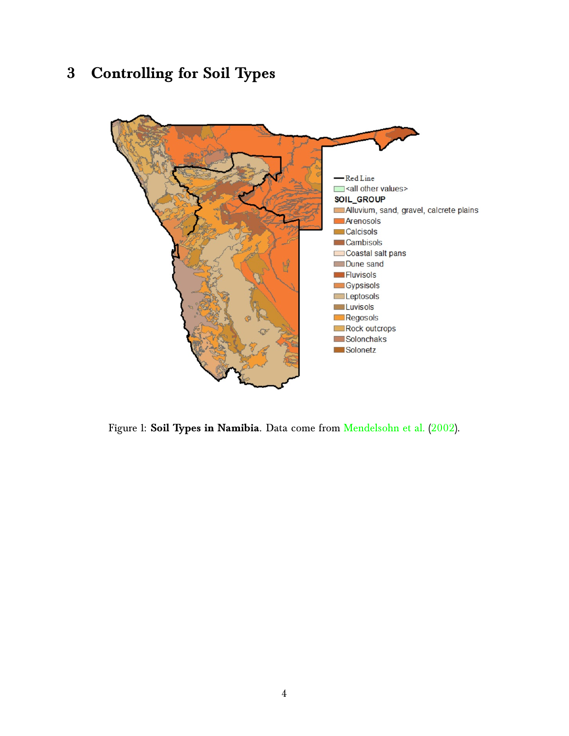## 3 Controlling for Soil Types

Figure 1: **Soil Types in Namibia**. Data come from Mendelsohn et al. (2002).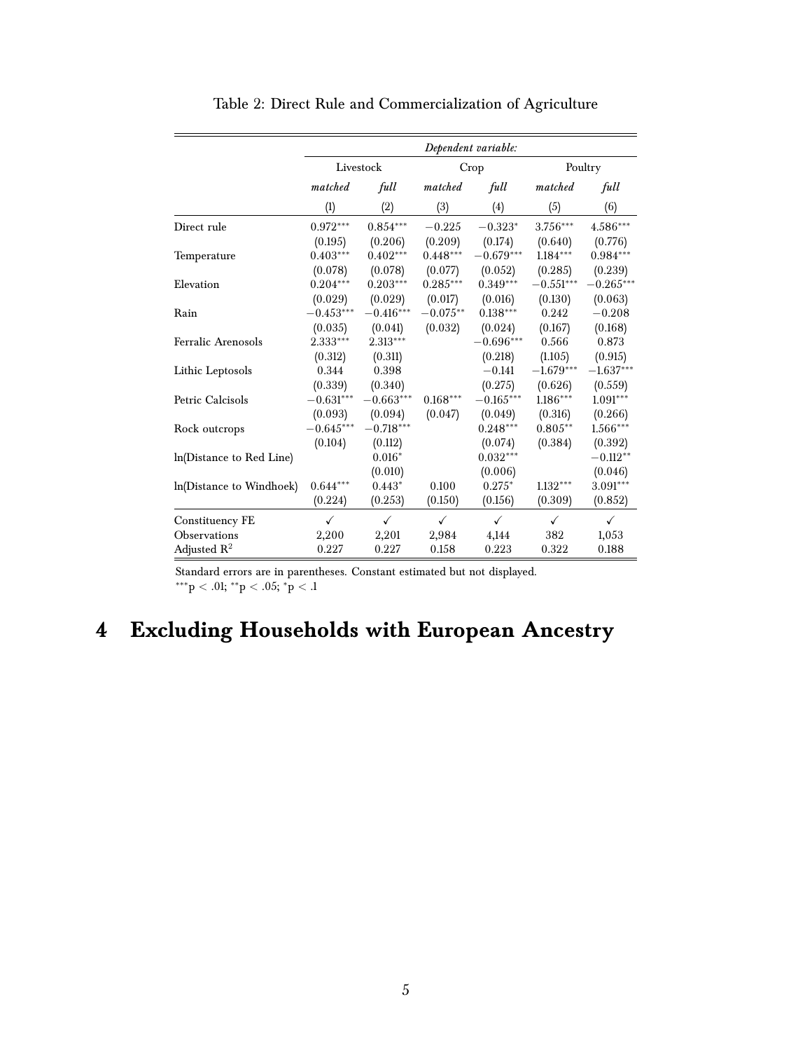Table 2: Direct Rule and Commercialization of Agriculture

| | *Dependent variable:* | | | | | |
|---|---|---|---|---|---|---|
| | Livestock | | Crop | | Poultry | |
| | *matched* | *full* | *matched* | *full* | *matched* | *full* |
| | (1) | (2) | (3) | (4) | (5) | (6) |
| Direct rule | 0.972*** | 0.854*** | −0.225 | −0.323* | 3.756*** | 4.586*** |
| | (0.195) | (0.206) | (0.209) | (0.174) | (0.640) | (0.776) |
| Temperature | 0.403*** | 0.402*** | 0.448*** | −0.679*** | 1.184*** | 0.984*** |
| | (0.078) | (0.078) | (0.077) | (0.052) | (0.285) | (0.239) |
| Elevation | 0.204*** | 0.203*** | 0.285*** | 0.349*** | −0.551*** | −0.265*** |
| | (0.029) | (0.029) | (0.017) | (0.016) | (0.130) | (0.063) |
| Rain | −0.453*** | −0.416*** | −0.075** | 0.138*** | 0.242 | −0.208 |
| | (0.035) | (0.041) | (0.032) | (0.024) | (0.167) | (0.168) |
| Ferralic Arenosols | 2.333*** | 2.313*** | | −0.696*** | 0.566 | 0.873 |
| | (0.312) | (0.311) | | (0.218) | (1.105) | (0.915) |
| Lithic Leptosols | 0.344 | 0.398 | | −0.141 | −1.679*** | −1.637*** |
| | (0.339) | (0.340) | | (0.275) | (0.626) | (0.559) |
| Petric Calcisols | −0.631*** | −0.663*** | 0.168*** | −0.165*** | 1.186*** | 1.091*** |
| | (0.093) | (0.094) | (0.047) | (0.049) | (0.316) | (0.266) |
| Rock outcrops | −0.645*** | −0.718*** | | 0.248*** | 0.805** | 1.566*** |
| | (0.104) | (0.112) | | (0.074) | (0.384) | (0.392) |
| ln(Distance to Red Line) | | 0.016* | | 0.032*** | | −0.112** |
| | | (0.010) | | (0.006) | | (0.046) |
| ln(Distance to Windhoek) | 0.644*** | 0.443* | 0.100 | 0.275* | 1.132*** | 3.091*** |
| | (0.224) | (0.253) | (0.150) | (0.156) | (0.309) | (0.852) |
| Constituency FE | ✓ | ✓ | ✓ | ✓ | ✓ | ✓ |
| Observations | 2,200 | 2,201 | 2,984 | 4,144 | 382 | 1,053 |
| Adjusted $R^2$ | 0.227 | 0.227 | 0.158 | 0.223 | 0.322 | 0.188 |

Standard errors are in parentheses. Constant estimated but not displayed.
***p < .01; **p < .05; *p < .1

# 4 Excluding Households with European Ancestry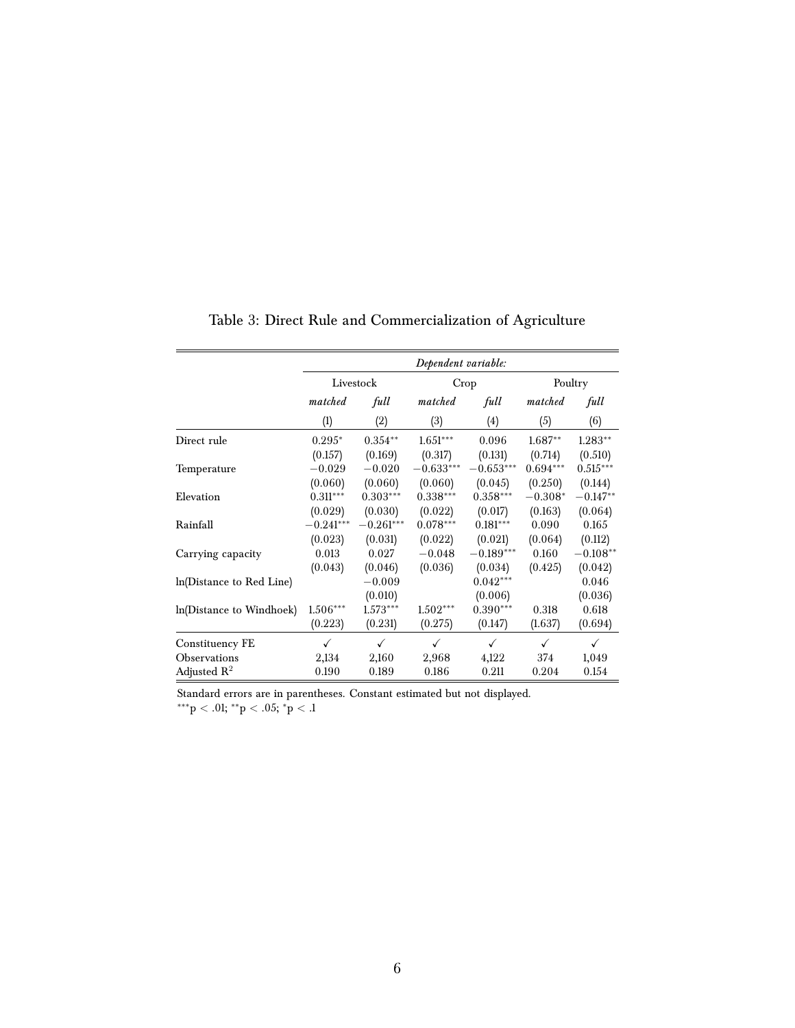Table 3: Direct Rule and Commercialization of Agriculture

| | *Dependent variable:* | | | | | |
|---|---|---|---|---|---|---|
| | Livestock | | Crop | | Poultry | |
| | *matched* | *full* | *matched* | *full* | *matched* | *full* |
| | (1) | (2) | (3) | (4) | (5) | (6) |
| Direct rule | $0.295^{*}$ | $0.354^{**}$ | $1.651^{***}$ | $0.096$ | $1.687^{**}$ | $1.283^{**}$ |
| | (0.157) | (0.169) | (0.317) | (0.131) | (0.714) | (0.510) |
| Temperature | $-0.029$ | $-0.020$ | $-0.633^{***}$ | $-0.653^{***}$ | $0.694^{***}$ | $0.515^{***}$ |
| | (0.060) | (0.060) | (0.060) | (0.045) | (0.250) | (0.144) |
| Elevation | $0.311^{***}$ | $0.303^{***}$ | $0.338^{***}$ | $0.358^{***}$ | $-0.308^{*}$ | $-0.147^{**}$ |
| | (0.029) | (0.030) | (0.022) | (0.017) | (0.163) | (0.064) |
| Rainfall | $-0.241^{***}$ | $-0.261^{***}$ | $0.078^{***}$ | $0.181^{***}$ | $0.090$ | $0.165$ |
| | (0.023) | (0.031) | (0.022) | (0.021) | (0.064) | (0.112) |
| Carrying capacity | $0.013$ | $0.027$ | $-0.048$ | $-0.189^{***}$ | $0.160$ | $-0.108^{**}$ |
| | (0.043) | (0.046) | (0.036) | (0.034) | (0.425) | (0.042) |
| ln(Distance to Red Line) | | $-0.009$ | | $0.042^{***}$ | | $0.046$ |
| | | (0.010) | | (0.006) | | (0.036) |
| ln(Distance to Windhoek) | $1.506^{***}$ | $1.573^{***}$ | $1.502^{***}$ | $0.390^{***}$ | $0.318$ | $0.618$ |
| | (0.223) | (0.231) | (0.275) | (0.147) | (1.637) | (0.694) |
| Constituency FE | ✓ | ✓ | ✓ | ✓ | ✓ | ✓ |
| Observations | 2,134 | 2,160 | 2,968 | 4,122 | 374 | 1,049 |
| Adjusted $R^2$ | 0.190 | 0.189 | 0.186 | 0.211 | 0.204 | 0.154 |

Standard errors are in parentheses. Constant estimated but not displayed.
$^{***}p < .01$; $^{**}p < .05$; $^{*}p < .1$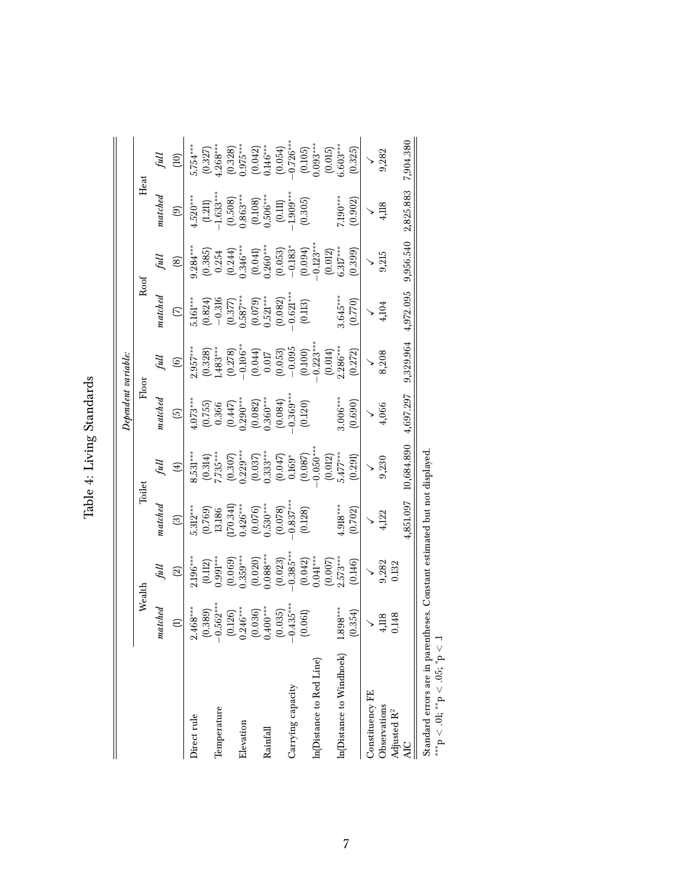# Table 4: Living Standards

| | *Dependent variable:* | | | | | | | | | |
|---|---|---|---|---|---|---|---|---|---|---|
| | Wealth | | Toilet | | Floor | | Roof | | Heat | |
| | *matched* | *full* | *matched* | *full* | *matched* | *full* | *matched* | *full* | *matched* | *full* |
| | (1) | (2) | (3) | (4) | (5) | (6) | (7) | (8) | (9) | (10) |
| Direct rule | 2.468*** | 2.196*** | 5.312*** | 8.531*** | 4.073*** | 2.957*** | 5.161*** | 9.284*** | 4.520*** | 5.754*** |
| | (0.389) | (0.112) | (0.769) | (0.314) | (0.755) | (0.328) | (0.824) | (0.385) | (1.211) | (0.327) |
| Temperature | −0.562*** | 0.991*** | 13.186 | 7.735*** | 0.366 | 1.483*** | −0.316 | 0.254 | −1.633*** | 4.268*** |
| | (0.126) | (0.069) | (170.341) | (0.307) | (0.447) | (0.278) | (0.377) | (0.244) | (0.508) | (0.328) |
| Elevation | 0.246*** | 0.359*** | 0.426*** | 0.229*** | 0.290*** | −0.106** | 0.587*** | 0.346*** | 0.863*** | 0.975*** |
| | (0.036) | (0.020) | (0.076) | (0.037) | (0.082) | (0.044) | (0.079) | (0.041) | (0.108) | (0.042) |
| Rainfall | 0.400*** | 0.088*** | 0.530*** | 0.333*** | 0.360*** | 0.017 | 0.521*** | 0.260*** | 0.506*** | 0.146*** |
| | (0.035) | (0.023) | (0.078) | (0.047) | (0.084) | (0.053) | (0.082) | (0.053) | (0.111) | (0.054) |
| Carrying capacity | −0.435*** | −0.385*** | −0.837*** | 0.169* | −0.369*** | −0.095 | −0.621*** | −0.183* | −1.909*** | −0.726*** |
| | (0.061) | (0.042) | (0.128) | (0.087) | (0.120) | (0.100) | (0.113) | (0.094) | (0.305) | (0.105) |
| ln(Distance to Red Line) | | 0.041*** | | −0.050*** | | −0.223*** | | −0.123*** | | 0.093*** |
| | | (0.007) | | (0.012) | | (0.014) | | (0.012) | | (0.015) |
| ln(Distance to Windhoek) | 1.898*** | 2.573*** | 4.918*** | 5.477*** | 3.006*** | 2.286*** | 3.645*** | 6.317*** | 7.190*** | 6.603*** |
| | (0.354) | (0.146) | (0.702) | (0.291) | (0.690) | (0.272) | (0.770) | (0.399) | (0.902) | (0.325) |
| Constituency FE | ✓ | ✓ | ✓ | ✓ | ✓ | ✓ | ✓ | ✓ | ✓ | ✓ |
| Observations | 4,118 | 9,282 | 4,122 | 9,230 | 4,066 | 8,208 | 4,104 | 9,215 | 4,118 | 9,282 |
| Adjusted $R^2$ | 0.148 | 0.132 | | | | | | | | |
| AIC | | | 4,851.097 | 10,684.890 | 4,697.297 | 9,329.964 | 4,972.095 | 9,956.540 | 2,825.883 | 7,904.380 |

Standard errors are in parentheses. Constant estimated but not displayed.
***p < .01; **p < .05; *p < .1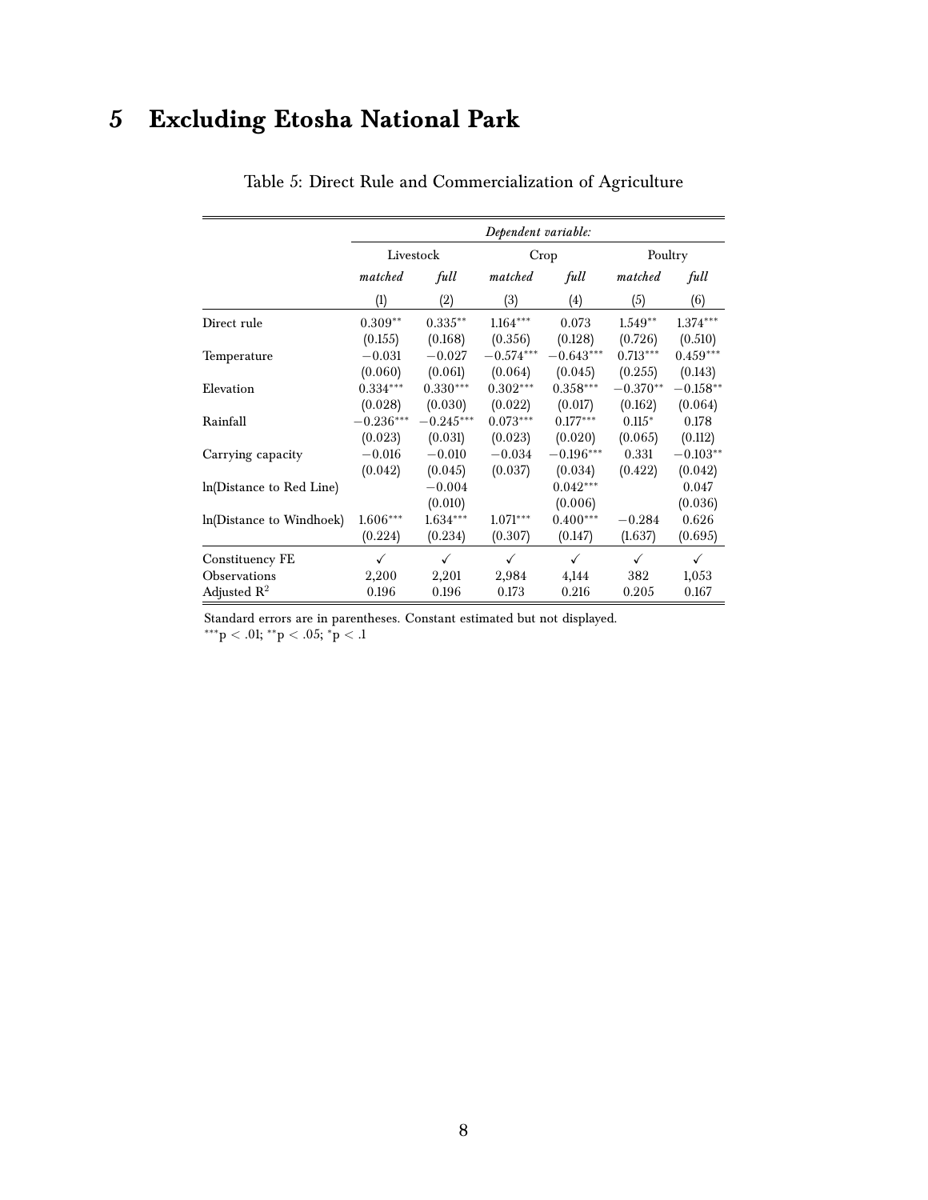# 5 Excluding Etosha National Park

Table 5: Direct Rule and Commercialization of Agriculture

| | *Dependent variable:* | | | | | |
|---|---|---|---|---|---|---|
| | Livestock | | Crop | | Poultry | |
| | *matched* | *full* | *matched* | *full* | *matched* | *full* |
| | (1) | (2) | (3) | (4) | (5) | (6) |
| Direct rule | 0.309** | 0.335** | 1.164*** | 0.073 | 1.549** | 1.374*** |
| | (0.155) | (0.168) | (0.356) | (0.128) | (0.726) | (0.510) |
| Temperature | −0.031 | −0.027 | −0.574*** | −0.643*** | 0.713*** | 0.459*** |
| | (0.060) | (0.061) | (0.064) | (0.045) | (0.255) | (0.143) |
| Elevation | 0.334*** | 0.330*** | 0.302*** | 0.358*** | −0.370** | −0.158** |
| | (0.028) | (0.030) | (0.022) | (0.017) | (0.162) | (0.064) |
| Rainfall | −0.236*** | −0.245*** | 0.073*** | 0.177*** | 0.115* | 0.178 |
| | (0.023) | (0.031) | (0.023) | (0.020) | (0.065) | (0.112) |
| Carrying capacity | −0.016 | −0.010 | −0.034 | −0.196*** | 0.331 | −0.103** |
| | (0.042) | (0.045) | (0.037) | (0.034) | (0.422) | (0.042) |
| ln(Distance to Red Line) | | −0.004 | | 0.042*** | | 0.047 |
| | | (0.010) | | (0.006) | | (0.036) |
| ln(Distance to Windhoek) | 1.606*** | 1.634*** | 1.071*** | 0.400*** | −0.284 | 0.626 |
| | (0.224) | (0.234) | (0.307) | (0.147) | (1.637) | (0.695) |
| Constituency FE | ✓ | ✓ | ✓ | ✓ | ✓ | ✓ |
| Observations | 2,200 | 2,201 | 2,984 | 4,144 | 382 | 1,053 |
| Adjusted $R^2$ | 0.196 | 0.196 | 0.173 | 0.216 | 0.205 | 0.167 |

Standard errors are in parentheses. Constant estimated but not displayed.
$^{***}p < .01$; $^{**}p < .05$; $^{*}p < .1$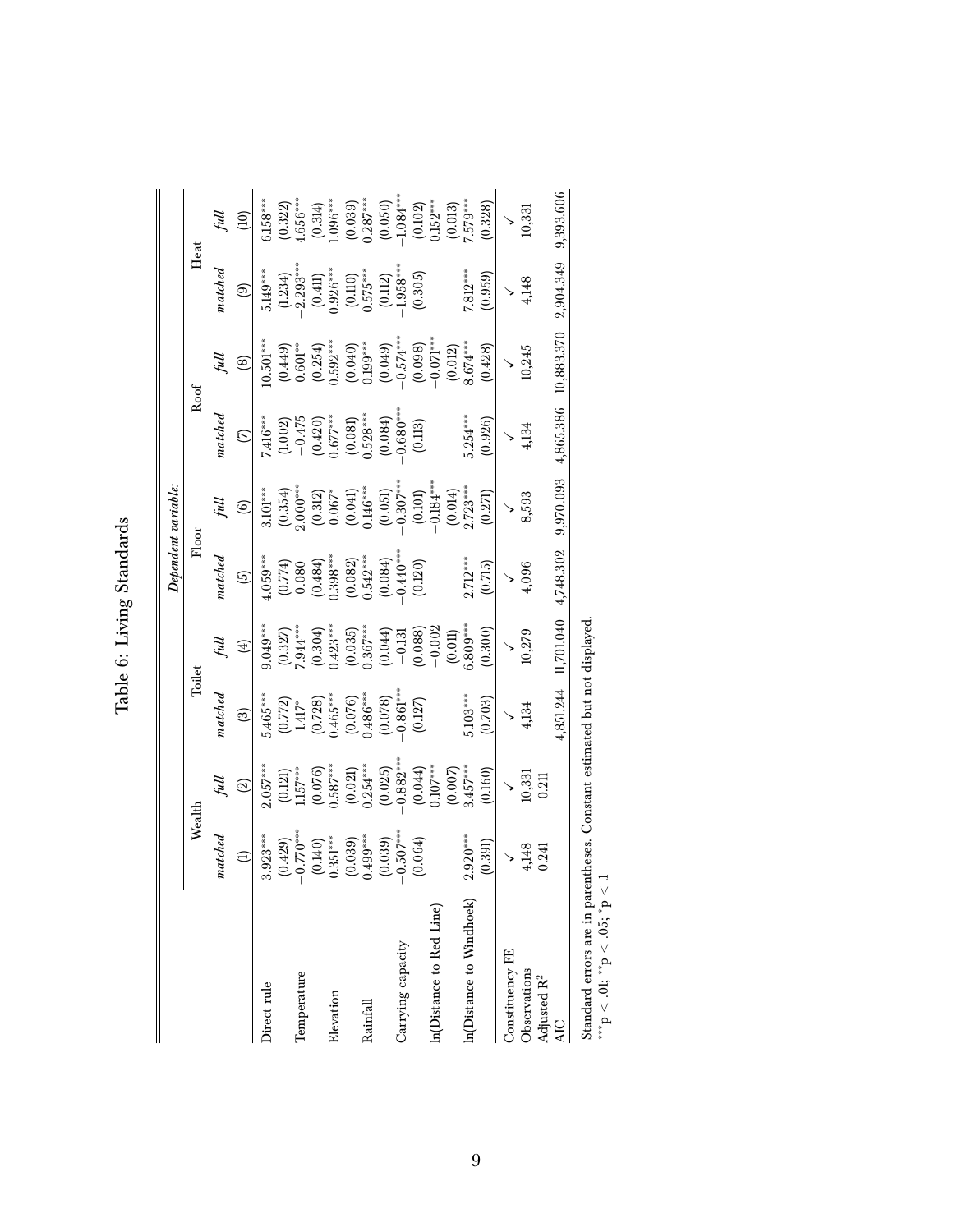# Table 6: Living Standards

| | *Dependent variable:* | | | | | | | | | |
|---|---|---|---|---|---|---|---|---|---|---|
| | Wealth | | Toilet | | Floor | | Roof | | Heat | |
| | *matched* | *full* | *matched* | *full* | *matched* | *full* | *matched* | *full* | *matched* | *full* |
| | (1) | (2) | (3) | (4) | (5) | (6) | (7) | (8) | (9) | (10) |
| Direct rule | 3.923*** | 2.057*** | 5.465*** | 9.049*** | 4.059*** | 3.101*** | 7.416*** | 10.501*** | 5.149*** | 6.158*** |
| | (0.429) | (0.121) | (0.772) | (0.327) | (0.774) | (0.354) | (1.002) | (0.449) | (1.234) | (0.322) |
| Temperature | −0.770*** | 1.157*** | 1.417* | 7.944*** | 0.080 | 2.000*** | −0.475 | 0.601** | −2.293*** | 4.656*** |
| | (0.140) | (0.076) | (0.728) | (0.304) | (0.484) | (0.312) | (0.420) | (0.254) | (0.411) | (0.314) |
| Elevation | 0.351*** | 0.587*** | 0.465*** | 0.423*** | 0.398*** | 0.067* | 0.677*** | 0.592*** | 0.926*** | 1.096*** |
| | (0.039) | (0.021) | (0.076) | (0.035) | (0.082) | (0.041) | (0.081) | (0.040) | (0.110) | (0.039) |
| Rainfall | 0.499*** | 0.254*** | 0.486*** | 0.367*** | 0.542*** | 0.146*** | 0.528*** | 0.199*** | 0.575*** | 0.287*** |
| | (0.039) | (0.025) | (0.078) | (0.044) | (0.084) | (0.051) | (0.084) | (0.049) | (0.112) | (0.050) |
| Carrying capacity | −0.507*** | −0.882*** | −0.861*** | −0.131 | −0.440*** | −0.307*** | −0.680*** | −0.574*** | −1.958*** | −1.084*** |
| | (0.064) | (0.044) | (0.127) | (0.088) | (0.120) | (0.101) | (0.113) | (0.098) | (0.305) | (0.102) |
| ln(Distance to Red Line) | | 0.107*** | | −0.002 | | −0.184*** | | −0.071*** | | 0.152*** |
| | | (0.007) | | (0.011) | | (0.014) | | (0.012) | | (0.013) |
| ln(Distance to Windhoek) | 2.920*** | 3.457*** | 5.103*** | 6.809*** | 2.712*** | 2.723*** | 5.254*** | 8.674*** | 7.812*** | 7.579*** |
| | (0.391) | (0.160) | (0.703) | (0.300) | (0.715) | (0.271) | (0.926) | (0.428) | (0.959) | (0.328) |
| Constituency FE | ✓ | ✓ | ✓ | ✓ | ✓ | ✓ | ✓ | ✓ | ✓ | ✓ |
| Observations | 4,148 | 10,331 | 4,134 | 10,279 | 4,096 | 8,593 | 4,134 | 10,245 | 4,148 | 10,331 |
| Adjusted $R^2$ | 0.241 | 0.211 | | | | | | | | |
| AIC | | | 4,851.244 | 11,701.040 | 4,748.302 | 9,970.093 | 4,865.386 | 10,883.370 | 2,904.349 | 9,393.606 |

Standard errors are in parentheses. Constant estimated but not displayed.
***p < .01; **p < .05; *p < .1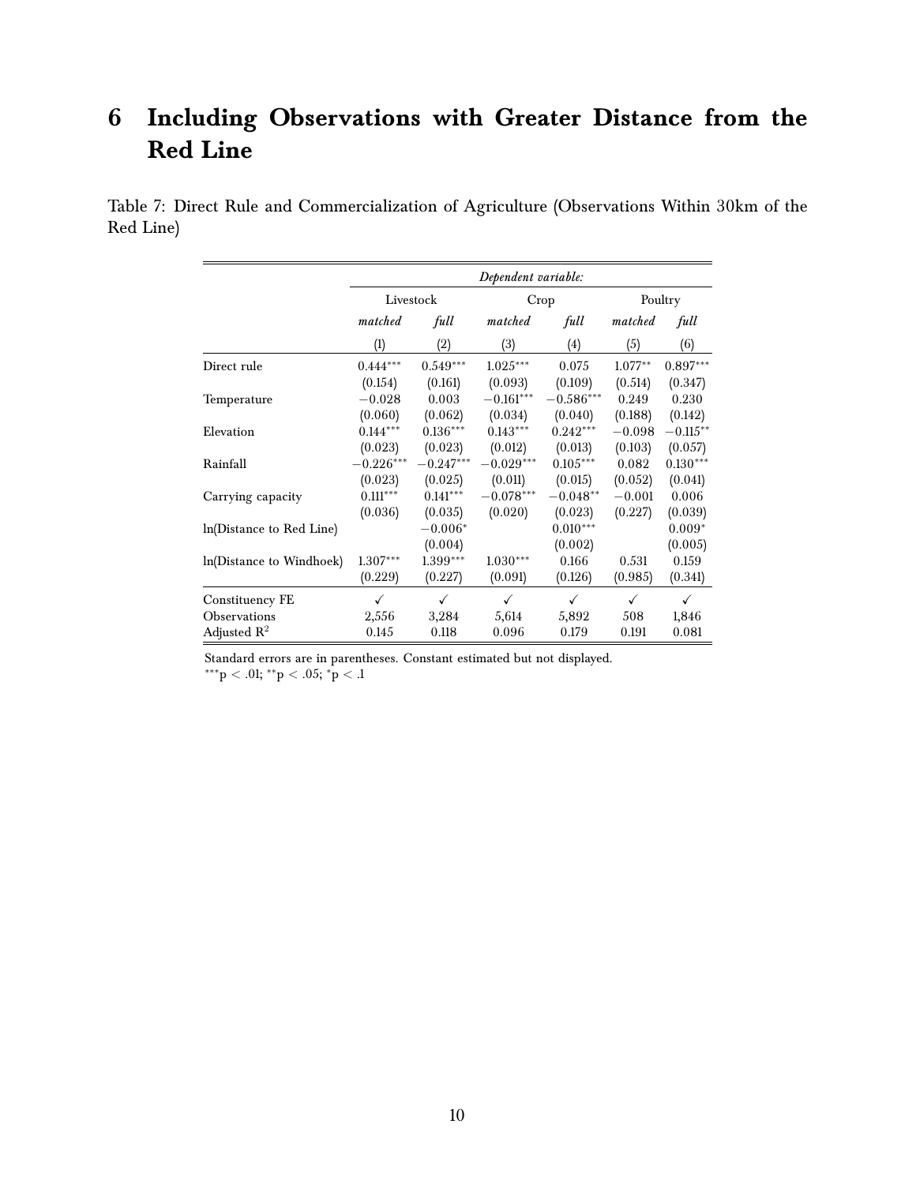# 6 Including Observations with Greater Distance from the Red Line

Table 7: Direct Rule and Commercialization of Agriculture (Observations Within 30km of the Red Line)

| | *Dependent variable:* | | | | | |
|---|---|---|---|---|---|---|
| | Livestock | | Crop | | Poultry | |
| | *matched* | *full* | *matched* | *full* | *matched* | *full* |
| | (1) | (2) | (3) | (4) | (5) | (6) |
| Direct rule | $0.444^{***}$ | $0.549^{***}$ | $1.025^{***}$ | 0.075 | $1.077^{**}$ | $0.897^{***}$ |
| | (0.154) | (0.161) | (0.093) | (0.109) | (0.514) | (0.347) |
| Temperature | −0.028 | 0.003 | $-0.161^{***}$ | $-0.586^{***}$ | 0.249 | 0.230 |
| | (0.060) | (0.062) | (0.034) | (0.040) | (0.188) | (0.142) |
| Elevation | $0.144^{***}$ | $0.136^{***}$ | $0.143^{***}$ | $0.242^{***}$ | −0.098 | $-0.115^{**}$ |
| | (0.023) | (0.023) | (0.012) | (0.013) | (0.103) | (0.057) |
| Rainfall | $-0.226^{***}$ | $-0.247^{***}$ | $-0.029^{***}$ | $0.105^{***}$ | 0.082 | $0.130^{***}$ |
| | (0.023) | (0.025) | (0.011) | (0.015) | (0.052) | (0.041) |
| Carrying capacity | $0.111^{***}$ | $0.141^{***}$ | $-0.078^{***}$ | $-0.048^{**}$ | −0.001 | 0.006 |
| | (0.036) | (0.035) | (0.020) | (0.023) | (0.227) | (0.039) |
| ln(Distance to Red Line) | | $-0.006^{*}$ | | $0.010^{***}$ | | $0.009^{*}$ |
| | | (0.004) | | (0.002) | | (0.005) |
| ln(Distance to Windhoek) | $1.307^{***}$ | $1.399^{***}$ | $1.030^{***}$ | 0.166 | 0.531 | 0.159 |
| | (0.229) | (0.227) | (0.091) | (0.126) | (0.985) | (0.341) |
| Constituency FE | ✓ | ✓ | ✓ | ✓ | ✓ | ✓ |
| Observations | 2,556 | 3,284 | 5,614 | 5,892 | 508 | 1,846 |
| Adjusted $R^2$ | 0.145 | 0.118 | 0.096 | 0.179 | 0.191 | 0.081 |

Standard errors are in parentheses. Constant estimated but not displayed.
$^{***}p < .01$; $^{**}p < .05$; $^{*}p < .1$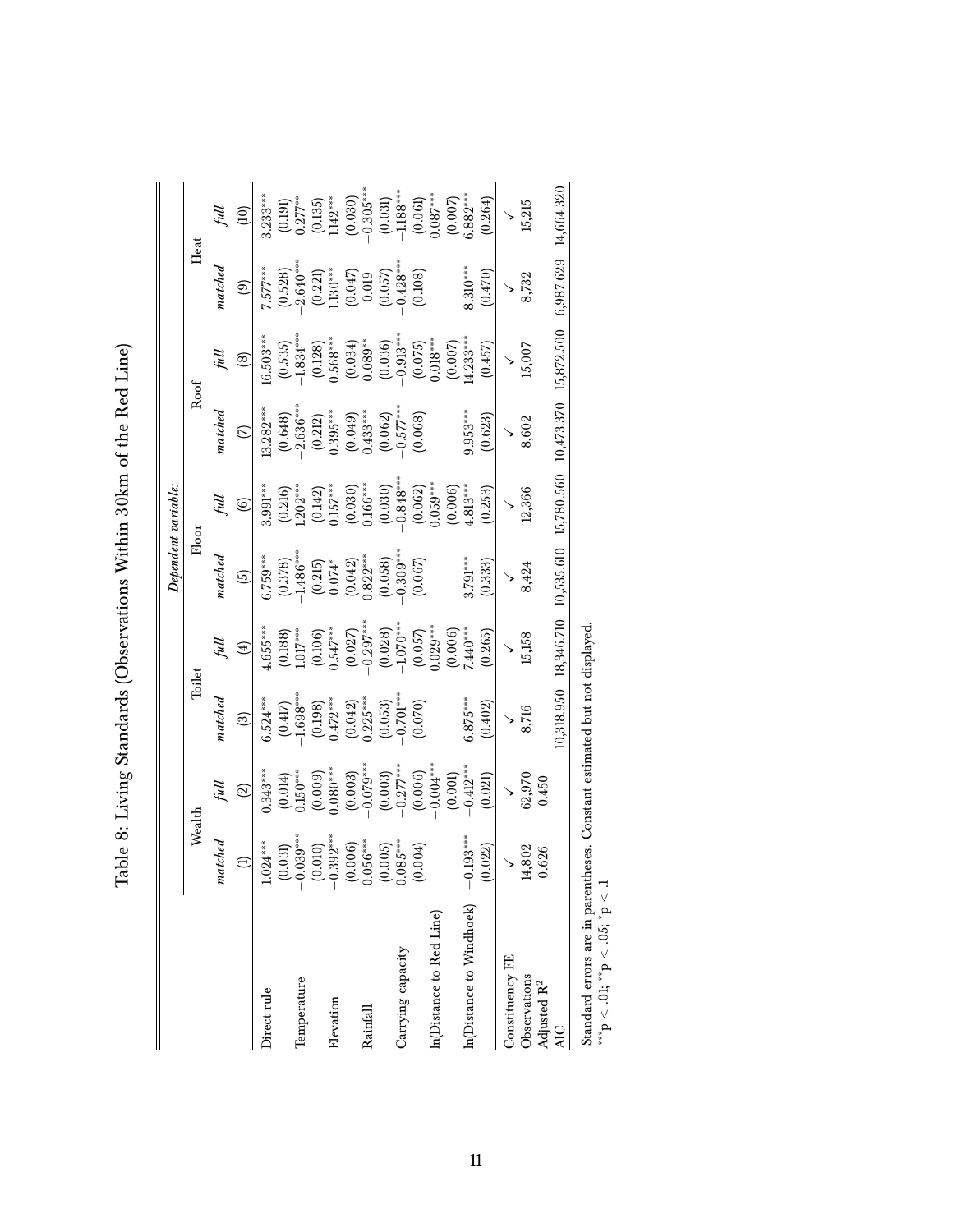# Table 8: Living Standards (Observations Within 30km of the Red Line)

| | *Dependent variable:* | | | | | | | | | |
|---|---|---|---|---|---|---|---|---|---|---|
| | Wealth | | Toilet | | Floor | | Roof | | Heat | |
| | *matched* | *full* | *matched* | *full* | *matched* | *full* | *matched* | *full* | *matched* | *full* |
| | (1) | (2) | (3) | (4) | (5) | (6) | (7) | (8) | (9) | (10) |
| Direct rule | 1.024*** | 0.343*** | 6.524*** | 4.655*** | 6.759*** | 3.991*** | 13.282*** | 16.503*** | 7.577*** | 3.233*** |
| | (0.031) | (0.014) | (0.417) | (0.188) | (0.378) | (0.216) | (0.648) | (0.535) | (0.528) | (0.191) |
| Temperature | −0.039*** | 0.150*** | −1.698*** | 1.017*** | −1.486*** | 1.202*** | −2.636*** | −1.834*** | −2.640*** | 0.277** |
| | (0.010) | (0.009) | (0.198) | (0.106) | (0.215) | (0.142) | (0.212) | (0.128) | (0.221) | (0.135) |
| Elevation | −0.392*** | 0.080*** | 0.472*** | 0.547*** | 0.074* | 0.157*** | 0.395*** | 0.568*** | 1.130*** | 1.142*** |
| | (0.006) | (0.003) | (0.042) | (0.027) | (0.042) | (0.030) | (0.049) | (0.034) | (0.047) | (0.030) |
| Rainfall | 0.056*** | −0.079*** | 0.225*** | −0.297*** | 0.822*** | 0.166*** | 0.433*** | 0.089** | 0.019 | −0.305*** |
| | (0.005) | (0.003) | (0.053) | (0.028) | (0.058) | (0.030) | (0.062) | (0.036) | (0.057) | (0.031) |
| Carrying capacity | 0.085*** | −0.277*** | −0.701*** | −1.070*** | −0.309*** | −0.848*** | −0.577*** | −0.913*** | −0.428*** | −1.188*** |
| | (0.004) | (0.006) | (0.070) | (0.057) | (0.067) | (0.062) | (0.068) | (0.075) | (0.108) | (0.061) |
| ln(Distance to Red Line) | | −0.004*** | | 0.029*** | | 0.059*** | | 0.018*** | | 0.087*** |
| | | (0.001) | | (0.006) | | (0.006) | | (0.007) | | (0.007) |
| ln(Distance to Windhoek) | −0.193*** | −0.412*** | 6.875*** | 7.440*** | 3.791*** | 4.813*** | 9.953*** | 14.233*** | 8.310*** | 6.882*** |
| | (0.022) | (0.021) | (0.402) | (0.265) | (0.333) | (0.253) | (0.623) | (0.457) | (0.470) | (0.264) |
| Constituency FE | ✓ | ✓ | ✓ | ✓ | ✓ | ✓ | ✓ | ✓ | ✓ | ✓ |
| Observations | 14,802 | 62,970 | 8,716 | 15,158 | 8,424 | 12,366 | 8,602 | 15,007 | 8,732 | 15,215 |
| Adjusted $R^2$ | 0.626 | 0.450 | | | | | | | | |
| AIC | | | 10,318.950 | 18,346.710 | 10,535.610 | 15,780.560 | 10,473.370 | 15,872.500 | 6,987.629 | 14,664.320 |

Standard errors are in parentheses. Constant estimated but not displayed.
***p < .01; **p < .05; *p < .1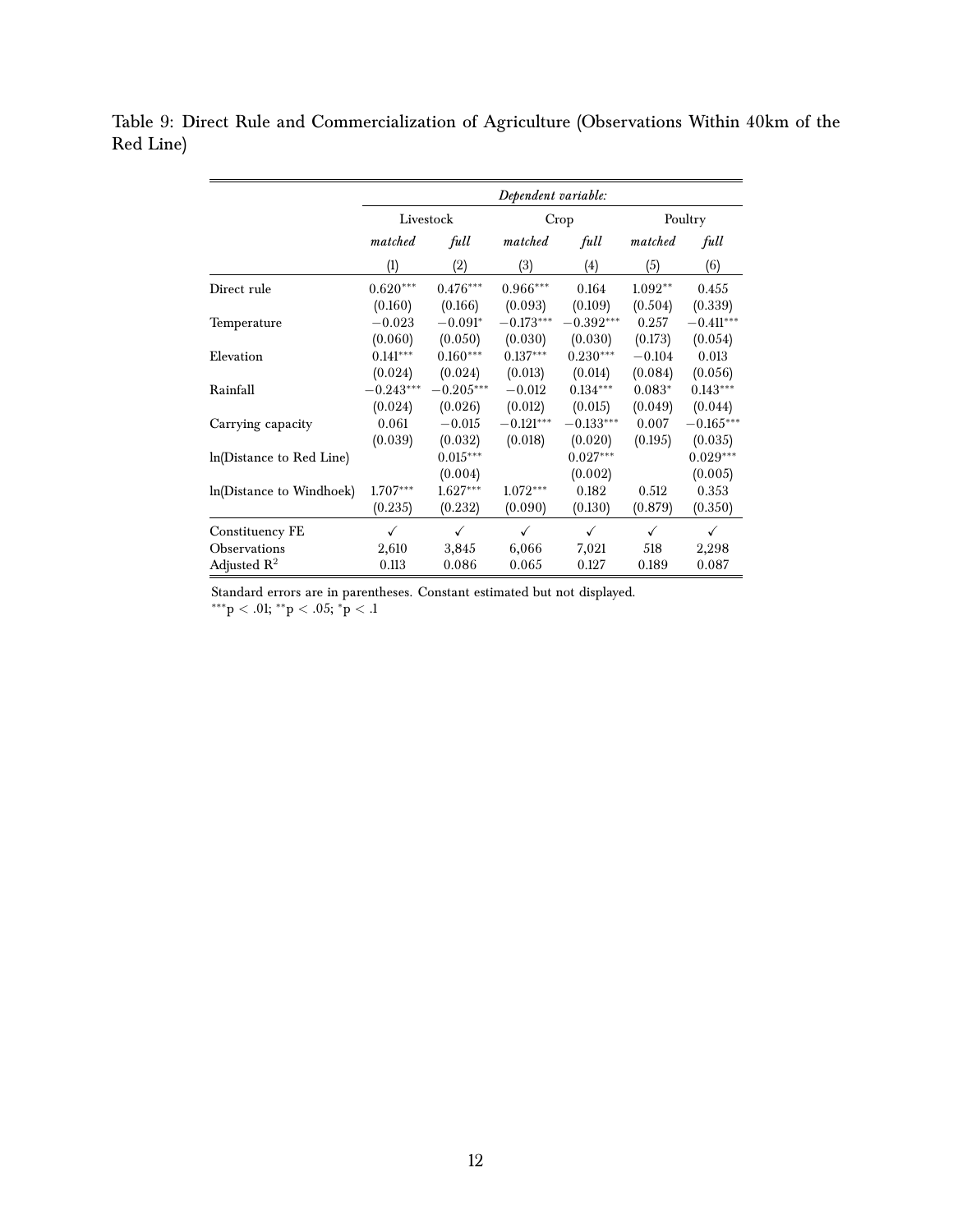Table 9: Direct Rule and Commercialization of Agriculture (Observations Within 40km of the Red Line)

| | *Dependent variable:* | | | | | |
|---|---|---|---|---|---|---|
| | Livestock | | Crop | | Poultry | |
| | *matched* | *full* | *matched* | *full* | *matched* | *full* |
| | (1) | (2) | (3) | (4) | (5) | (6) |
| Direct rule | $0.620^{***}$ | $0.476^{***}$ | $0.966^{***}$ | 0.164 | $1.092^{**}$ | 0.455 |
| | (0.160) | (0.166) | (0.093) | (0.109) | (0.504) | (0.339) |
| Temperature | $-0.023$ | $-0.091^{*}$ | $-0.173^{***}$ | $-0.392^{***}$ | 0.257 | $-0.411^{***}$ |
| | (0.060) | (0.050) | (0.030) | (0.030) | (0.173) | (0.054) |
| Elevation | $0.141^{***}$ | $0.160^{***}$ | $0.137^{***}$ | $0.230^{***}$ | $-0.104$ | 0.013 |
| | (0.024) | (0.024) | (0.013) | (0.014) | (0.084) | (0.056) |
| Rainfall | $-0.243^{***}$ | $-0.205^{***}$ | $-0.012$ | $0.134^{***}$ | $0.083^{*}$ | $0.143^{***}$ |
| | (0.024) | (0.026) | (0.012) | (0.015) | (0.049) | (0.044) |
| Carrying capacity | 0.061 | $-0.015$ | $-0.121^{***}$ | $-0.133^{***}$ | 0.007 | $-0.165^{***}$ |
| | (0.039) | (0.032) | (0.018) | (0.020) | (0.195) | (0.035) |
| ln(Distance to Red Line) | | $0.015^{***}$ | | $0.027^{***}$ | | $0.029^{***}$ |
| | | (0.004) | | (0.002) | | (0.005) |
| ln(Distance to Windhoek) | $1.707^{***}$ | $1.627^{***}$ | $1.072^{***}$ | 0.182 | 0.512 | 0.353 |
| | (0.235) | (0.232) | (0.090) | (0.130) | (0.879) | (0.350) |
| Constituency FE | ✓ | ✓ | ✓ | ✓ | ✓ | ✓ |
| Observations | 2,610 | 3,845 | 6,066 | 7,021 | 518 | 2,298 |
| Adjusted $R^2$ | 0.113 | 0.086 | 0.065 | 0.127 | 0.189 | 0.087 |

Standard errors are in parentheses. Constant estimated but not displayed.
$^{***}p < .01$; $^{**}p < .05$; $^{*}p < .1$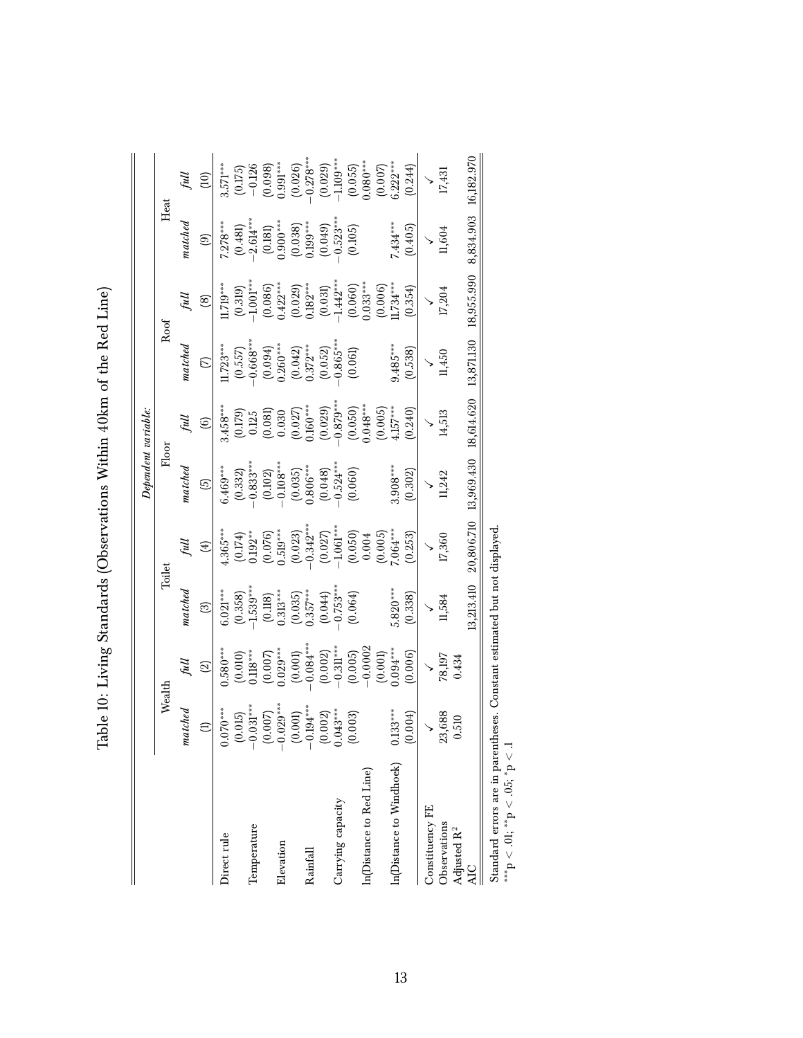# Table 10: Living Standards (Observations Within 40km of the Red Line)

| | *Dependent variable:* | | | | | | | | | |
|---|---|---|---|---|---|---|---|---|---|---|
| | Wealth | | Toilet | | Floor | | Roof | | Heat | |
| | *matched* | *full* | *matched* | *full* | *matched* | *full* | *matched* | *full* | *matched* | *full* |
| | (1) | (2) | (3) | (4) | (5) | (6) | (7) | (8) | (9) | (10) |
| Direct rule | 0.070*** | 0.580*** | 6.021*** | 4.365*** | 6.469*** | 3.458*** | 11.723*** | 11.719*** | 7.278*** | 3.571*** |
| | (0.015) | (0.010) | (0.358) | (0.174) | (0.332) | (0.179) | (0.557) | (0.319) | (0.481) | (0.175) |
| Temperature | −0.031*** | 0.118*** | −1.539*** | 0.192** | −0.833*** | 0.125 | −0.668*** | −1.001*** | −2.614*** | −0.126 |
| | (0.007) | (0.007) | (0.118) | (0.076) | (0.102) | (0.081) | (0.094) | (0.086) | (0.181) | (0.098) |
| Elevation | −0.029*** | 0.029*** | 0.313*** | 0.519*** | −0.108*** | 0.030 | 0.260*** | 0.422*** | 0.900*** | 0.991*** |
| | (0.001) | (0.001) | (0.035) | (0.023) | (0.035) | (0.027) | (0.042) | (0.029) | (0.038) | (0.026) |
| Rainfall | −0.194*** | −0.084*** | 0.357*** | −0.342*** | 0.806*** | 0.160*** | 0.372*** | 0.182*** | 0.199*** | −0.278*** |
| | (0.002) | (0.002) | (0.044) | (0.027) | (0.048) | (0.029) | (0.052) | (0.031) | (0.049) | (0.029) |
| Carrying capacity | 0.043*** | −0.311*** | −0.753*** | −1.061*** | −0.524*** | −0.879*** | −0.865*** | −1.442*** | −0.523*** | −1.109*** |
| | (0.003) | (0.005) | (0.064) | (0.050) | (0.060) | (0.050) | (0.061) | (0.060) | (0.105) | (0.055) |
| ln(Distance to Red Line) | | −0.0002 | | 0.004 | | 0.048*** | | 0.033*** | | 0.080*** |
| | | (0.001) | | (0.005) | | (0.005) | | (0.006) | | (0.007) |
| ln(Distance to Windhoek) | 0.133*** | 0.094*** | 5.820*** | 7.064*** | 3.908*** | 4.157*** | 9.485*** | 11.734*** | 7.434*** | 6.222*** |
| | (0.004) | (0.006) | (0.338) | (0.253) | (0.302) | (0.240) | (0.538) | (0.354) | (0.405) | (0.244) |
| Constituency FE | ✓ | ✓ | ✓ | ✓ | ✓ | ✓ | ✓ | ✓ | ✓ | ✓ |
| Observations | 23,688 | 78,197 | 11,584 | 17,360 | 11,242 | 14,513 | 11,450 | 17,204 | 11,604 | 17,431 |
| Adjusted $R^2$ | 0.510 | 0.434 | | | | | | | | |
| AIC | | | 13,213.410 | 20,806.710 | 13,969.430 | 18,614.620 | 13,871.130 | 18,955.990 | 8,834.903 | 16,182.970 |

Standard errors are in parentheses. Constant estimated but not displayed.
***p < .01; **p < .05; *p < .1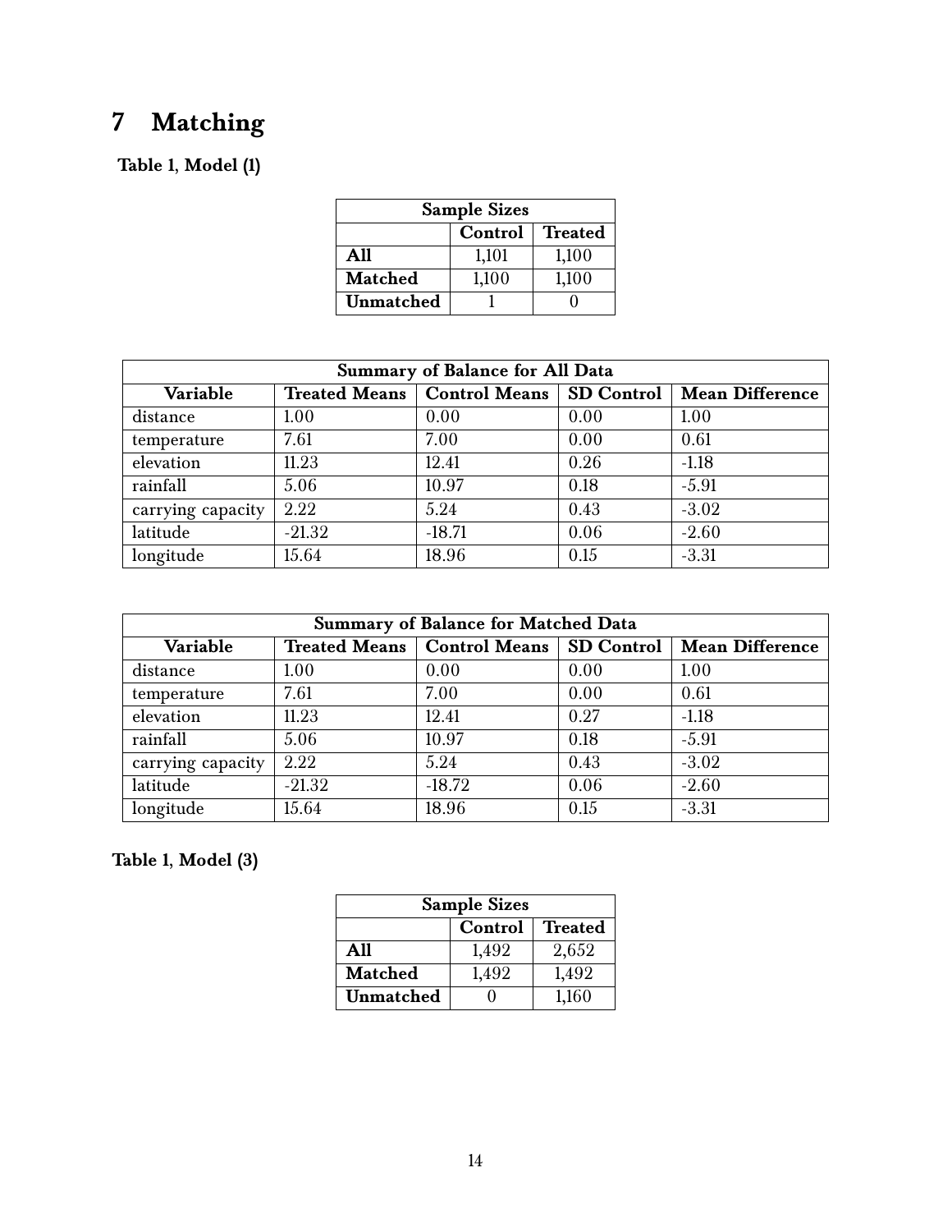# 7 Matching

**Table 1, Model (1)**

| Sample Sizes | | |
|---|---|---|
| | **Control** | **Treated** |
| **All** | 1,101 | 1,100 |
| **Matched** | 1,100 | 1,100 |
| **Unmatched** | 1 | 0 |

| Summary of Balance for All Data | | | | |
|---|---|---|---|---|
| **Variable** | **Treated Means** | **Control Means** | **SD Control** | **Mean Difference** |
| distance | 1.00 | 0.00 | 0.00 | 1.00 |
| temperature | 7.61 | 7.00 | 0.00 | 0.61 |
| elevation | 11.23 | 12.41 | 0.26 | -1.18 |
| rainfall | 5.06 | 10.97 | 0.18 | -5.91 |
| carrying capacity | 2.22 | 5.24 | 0.43 | -3.02 |
| latitude | -21.32 | -18.71 | 0.06 | -2.60 |
| longitude | 15.64 | 18.96 | 0.15 | -3.31 |

| Summary of Balance for Matched Data | | | | |
|---|---|---|---|---|
| **Variable** | **Treated Means** | **Control Means** | **SD Control** | **Mean Difference** |
| distance | 1.00 | 0.00 | 0.00 | 1.00 |
| temperature | 7.61 | 7.00 | 0.00 | 0.61 |
| elevation | 11.23 | 12.41 | 0.27 | -1.18 |
| rainfall | 5.06 | 10.97 | 0.18 | -5.91 |
| carrying capacity | 2.22 | 5.24 | 0.43 | -3.02 |
| latitude | -21.32 | -18.72 | 0.06 | -2.60 |
| longitude | 15.64 | 18.96 | 0.15 | -3.31 |

**Table 1, Model (3)**

| Sample Sizes | | |
|---|---|---|
| | **Control** | **Treated** |
| **All** | 1,492 | 2,652 |
| **Matched** | 1,492 | 1,492 |
| **Unmatched** | 0 | 1,160 |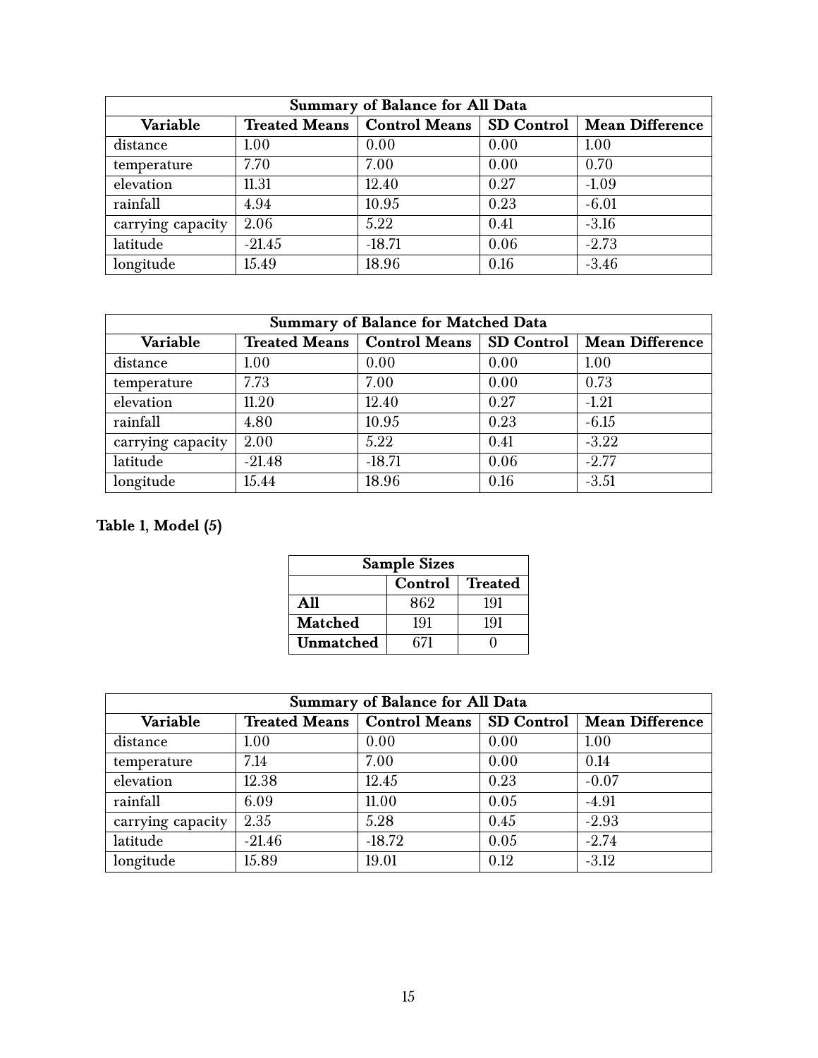| Summary of Balance for All Data | | | | |
|---|---|---|---|---|
| **Variable** | **Treated Means** | **Control Means** | **SD Control** | **Mean Difference** |
| distance | 1.00 | 0.00 | 0.00 | 1.00 |
| temperature | 7.70 | 7.00 | 0.00 | 0.70 |
| elevation | 11.31 | 12.40 | 0.27 | -1.09 |
| rainfall | 4.94 | 10.95 | 0.23 | -6.01 |
| carrying capacity | 2.06 | 5.22 | 0.41 | -3.16 |
| latitude | -21.45 | -18.71 | 0.06 | -2.73 |
| longitude | 15.49 | 18.96 | 0.16 | -3.46 |

| Summary of Balance for Matched Data | | | | |
|---|---|---|---|---|
| **Variable** | **Treated Means** | **Control Means** | **SD Control** | **Mean Difference** |
| distance | 1.00 | 0.00 | 0.00 | 1.00 |
| temperature | 7.73 | 7.00 | 0.00 | 0.73 |
| elevation | 11.20 | 12.40 | 0.27 | -1.21 |
| rainfall | 4.80 | 10.95 | 0.23 | -6.15 |
| carrying capacity | 2.00 | 5.22 | 0.41 | -3.22 |
| latitude | -21.48 | -18.71 | 0.06 | -2.77 |
| longitude | 15.44 | 18.96 | 0.16 | -3.51 |

**Table 1, Model (5)**

| Sample Sizes | | |
|---|---|---|
| | **Control** | **Treated** |
| **All** | 862 | 191 |
| **Matched** | 191 | 191 |
| **Unmatched** | 671 | 0 |

| Summary of Balance for All Data | | | | |
|---|---|---|---|---|
| **Variable** | **Treated Means** | **Control Means** | **SD Control** | **Mean Difference** |
| distance | 1.00 | 0.00 | 0.00 | 1.00 |
| temperature | 7.14 | 7.00 | 0.00 | 0.14 |
| elevation | 12.38 | 12.45 | 0.23 | -0.07 |
| rainfall | 6.09 | 11.00 | 0.05 | -4.91 |
| carrying capacity | 2.35 | 5.28 | 0.45 | -2.93 |
| latitude | -21.46 | -18.72 | 0.05 | -2.74 |
| longitude | 15.89 | 19.01 | 0.12 | -3.12 |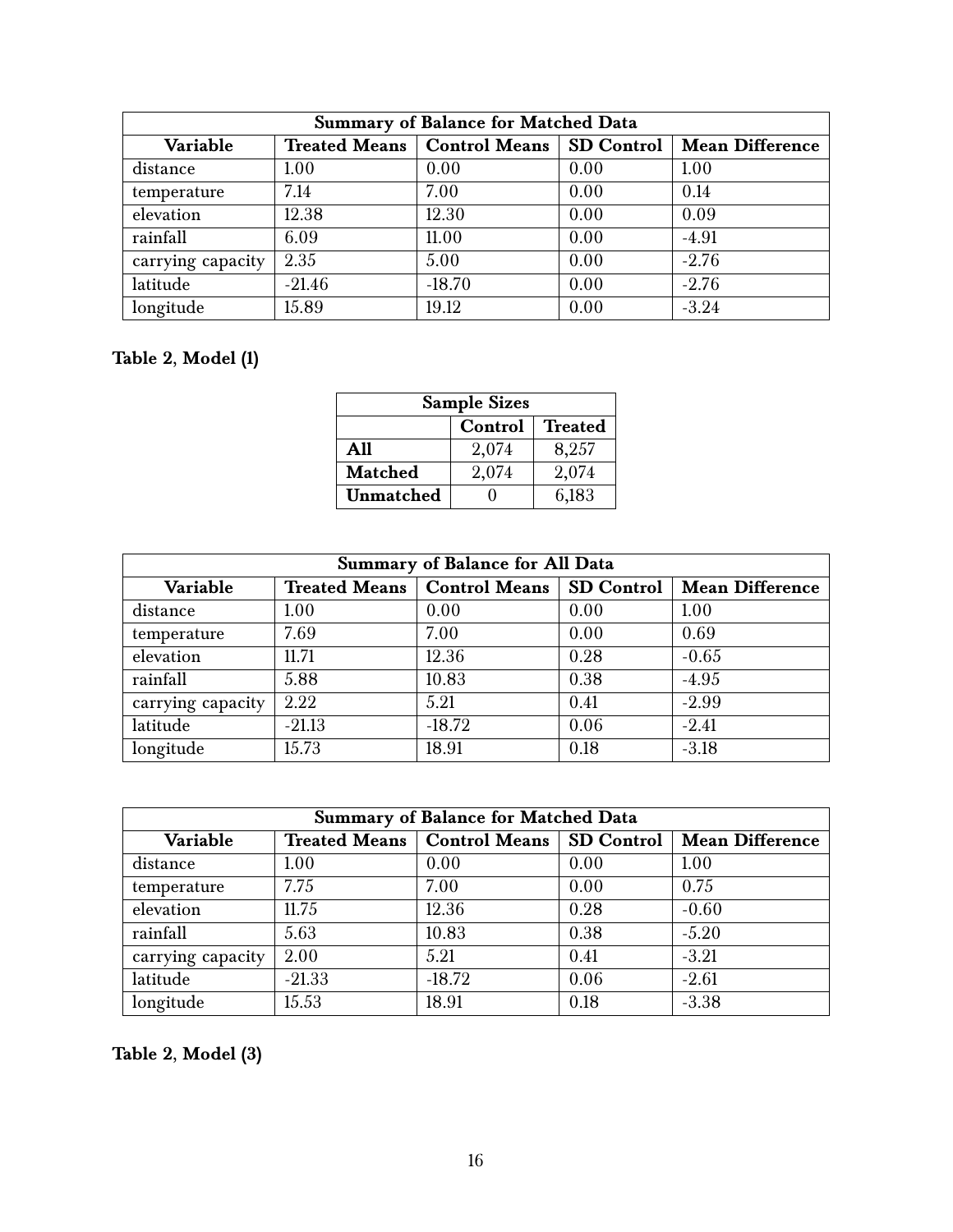| Summary of Balance for Matched Data | | | | |
|---|---|---|---|---|
| **Variable** | **Treated Means** | **Control Means** | **SD Control** | **Mean Difference** |
| distance | 1.00 | 0.00 | 0.00 | 1.00 |
| temperature | 7.14 | 7.00 | 0.00 | 0.14 |
| elevation | 12.38 | 12.30 | 0.00 | 0.09 |
| rainfall | 6.09 | 11.00 | 0.00 | -4.91 |
| carrying capacity | 2.35 | 5.00 | 0.00 | -2.76 |
| latitude | -21.46 | -18.70 | 0.00 | -2.76 |
| longitude | 15.89 | 19.12 | 0.00 | -3.24 |

**Table 2, Model (1)**

| Sample Sizes | | |
|---|---|---|
| | **Control** | **Treated** |
| **All** | 2,074 | 8,257 |
| **Matched** | 2,074 | 2,074 |
| **Unmatched** | 0 | 6,183 |

| Summary of Balance for All Data | | | | |
|---|---|---|---|---|
| **Variable** | **Treated Means** | **Control Means** | **SD Control** | **Mean Difference** |
| distance | 1.00 | 0.00 | 0.00 | 1.00 |
| temperature | 7.69 | 7.00 | 0.00 | 0.69 |
| elevation | 11.71 | 12.36 | 0.28 | -0.65 |
| rainfall | 5.88 | 10.83 | 0.38 | -4.95 |
| carrying capacity | 2.22 | 5.21 | 0.41 | -2.99 |
| latitude | -21.13 | -18.72 | 0.06 | -2.41 |
| longitude | 15.73 | 18.91 | 0.18 | -3.18 |

| Summary of Balance for Matched Data | | | | |
|---|---|---|---|---|
| **Variable** | **Treated Means** | **Control Means** | **SD Control** | **Mean Difference** |
| distance | 1.00 | 0.00 | 0.00 | 1.00 |
| temperature | 7.75 | 7.00 | 0.00 | 0.75 |
| elevation | 11.75 | 12.36 | 0.28 | -0.60 |
| rainfall | 5.63 | 10.83 | 0.38 | -5.20 |
| carrying capacity | 2.00 | 5.21 | 0.41 | -3.21 |
| latitude | -21.33 | -18.72 | 0.06 | -2.61 |
| longitude | 15.53 | 18.91 | 0.18 | -3.38 |

**Table 2, Model (3)**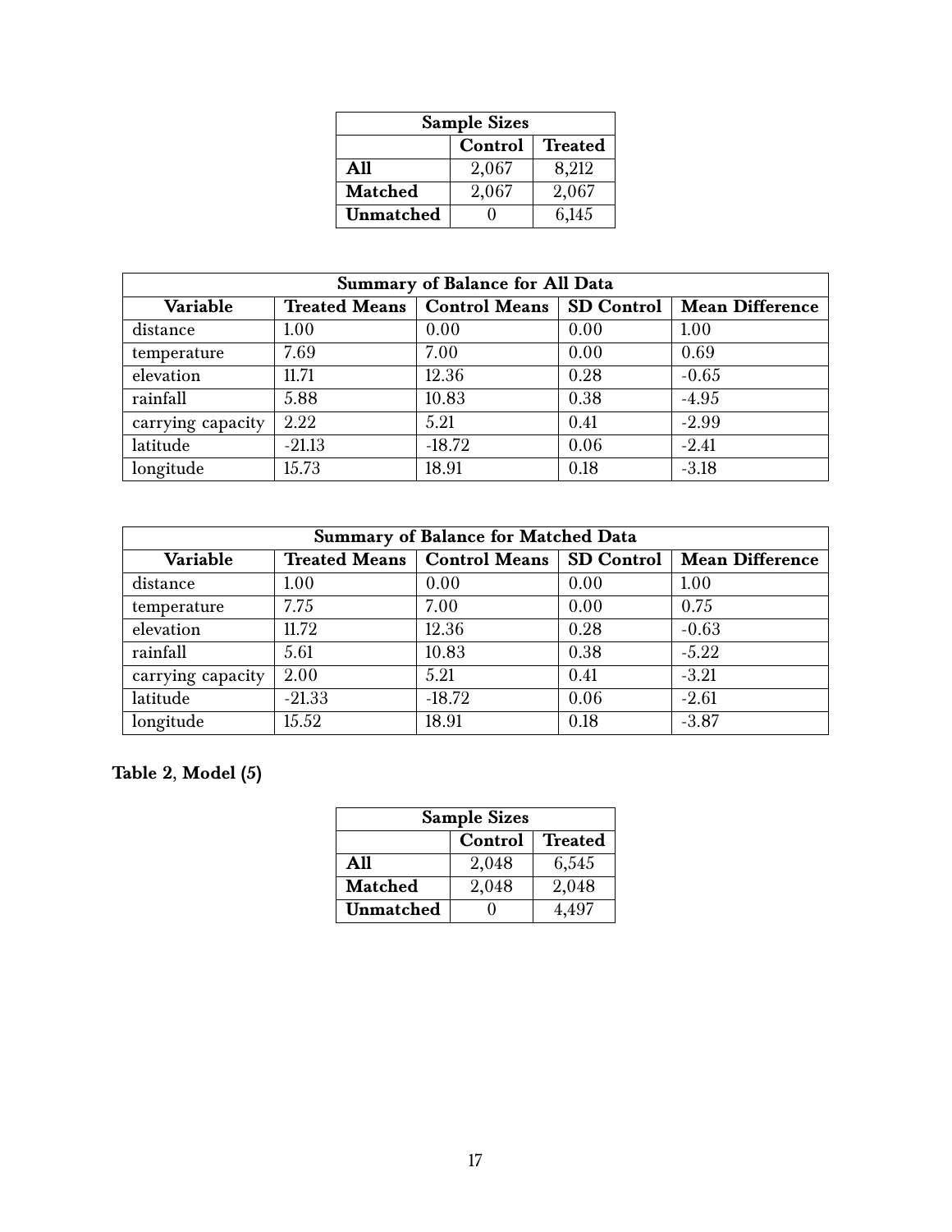| Sample Sizes | | |
|---|---|---|
| | **Control** | **Treated** |
| **All** | 2,067 | 8,212 |
| **Matched** | 2,067 | 2,067 |
| **Unmatched** | 0 | 6,145 |

| Summary of Balance for All Data | | | | |
|---|---|---|---|---|
| **Variable** | **Treated Means** | **Control Means** | **SD Control** | **Mean Difference** |
| distance | 1.00 | 0.00 | 0.00 | 1.00 |
| temperature | 7.69 | 7.00 | 0.00 | 0.69 |
| elevation | 11.71 | 12.36 | 0.28 | -0.65 |
| rainfall | 5.88 | 10.83 | 0.38 | -4.95 |
| carrying capacity | 2.22 | 5.21 | 0.41 | -2.99 |
| latitude | -21.13 | -18.72 | 0.06 | -2.41 |
| longitude | 15.73 | 18.91 | 0.18 | -3.18 |

| Summary of Balance for Matched Data | | | | |
|---|---|---|---|---|
| **Variable** | **Treated Means** | **Control Means** | **SD Control** | **Mean Difference** |
| distance | 1.00 | 0.00 | 0.00 | 1.00 |
| temperature | 7.75 | 7.00 | 0.00 | 0.75 |
| elevation | 11.72 | 12.36 | 0.28 | -0.63 |
| rainfall | 5.61 | 10.83 | 0.38 | -5.22 |
| carrying capacity | 2.00 | 5.21 | 0.41 | -3.21 |
| latitude | -21.33 | -18.72 | 0.06 | -2.61 |
| longitude | 15.52 | 18.91 | 0.18 | -3.87 |

**Table 2, Model (5)**

| Sample Sizes | | |
|---|---|---|
| | **Control** | **Treated** |
| **All** | 2,048 | 6,545 |
| **Matched** | 2,048 | 2,048 |
| **Unmatched** | 0 | 4,497 |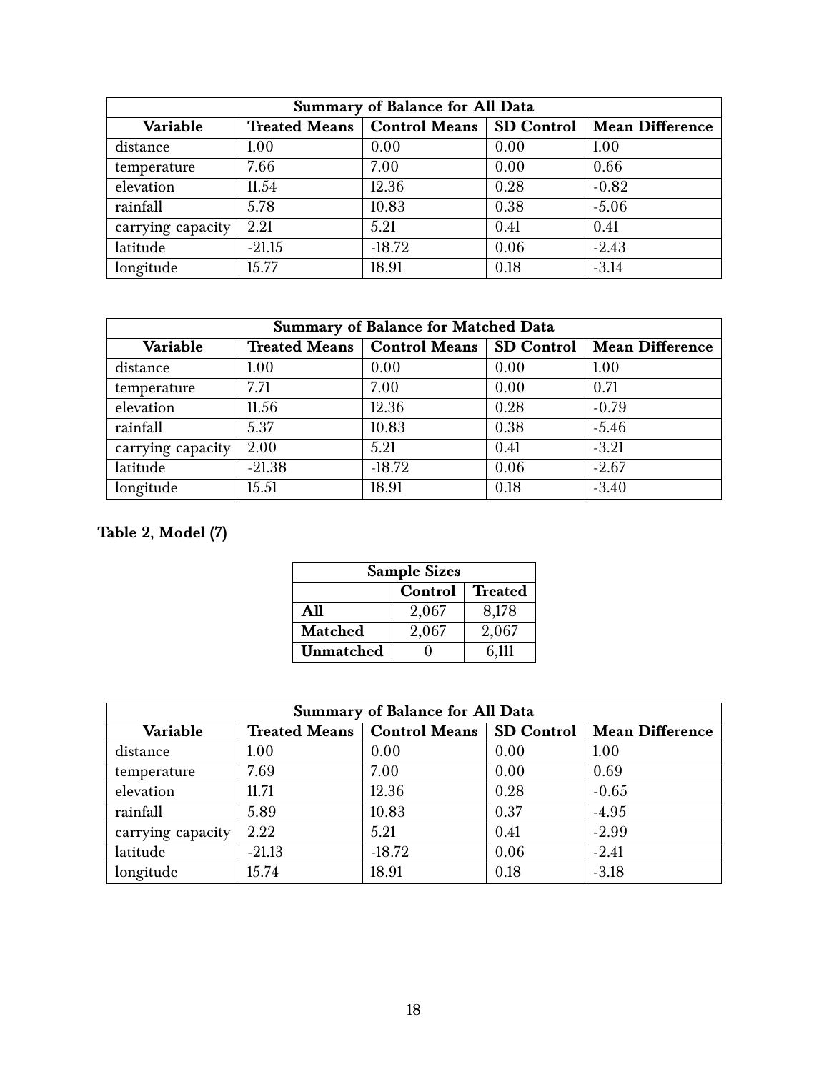| Summary of Balance for All Data | | | | |
|---|---|---|---|---|
| **Variable** | **Treated Means** | **Control Means** | **SD Control** | **Mean Difference** |
| distance | 1.00 | 0.00 | 0.00 | 1.00 |
| temperature | 7.66 | 7.00 | 0.00 | 0.66 |
| elevation | 11.54 | 12.36 | 0.28 | -0.82 |
| rainfall | 5.78 | 10.83 | 0.38 | -5.06 |
| carrying capacity | 2.21 | 5.21 | 0.41 | 0.41 |
| latitude | -21.15 | -18.72 | 0.06 | -2.43 |
| longitude | 15.77 | 18.91 | 0.18 | -3.14 |

| Summary of Balance for Matched Data | | | | |
|---|---|---|---|---|
| **Variable** | **Treated Means** | **Control Means** | **SD Control** | **Mean Difference** |
| distance | 1.00 | 0.00 | 0.00 | 1.00 |
| temperature | 7.71 | 7.00 | 0.00 | 0.71 |
| elevation | 11.56 | 12.36 | 0.28 | -0.79 |
| rainfall | 5.37 | 10.83 | 0.38 | -5.46 |
| carrying capacity | 2.00 | 5.21 | 0.41 | -3.21 |
| latitude | -21.38 | -18.72 | 0.06 | -2.67 |
| longitude | 15.51 | 18.91 | 0.18 | -3.40 |

**Table 2, Model (7)**

| Sample Sizes | | |
|---|---|---|
| | **Control** | **Treated** |
| **All** | 2,067 | 8,178 |
| **Matched** | 2,067 | 2,067 |
| **Unmatched** | 0 | 6,111 |

| Summary of Balance for All Data | | | | |
|---|---|---|---|---|
| **Variable** | **Treated Means** | **Control Means** | **SD Control** | **Mean Difference** |
| distance | 1.00 | 0.00 | 0.00 | 1.00 |
| temperature | 7.69 | 7.00 | 0.00 | 0.69 |
| elevation | 11.71 | 12.36 | 0.28 | -0.65 |
| rainfall | 5.89 | 10.83 | 0.37 | -4.95 |
| carrying capacity | 2.22 | 5.21 | 0.41 | -2.99 |
| latitude | -21.13 | -18.72 | 0.06 | -2.41 |
| longitude | 15.74 | 18.91 | 0.18 | -3.18 |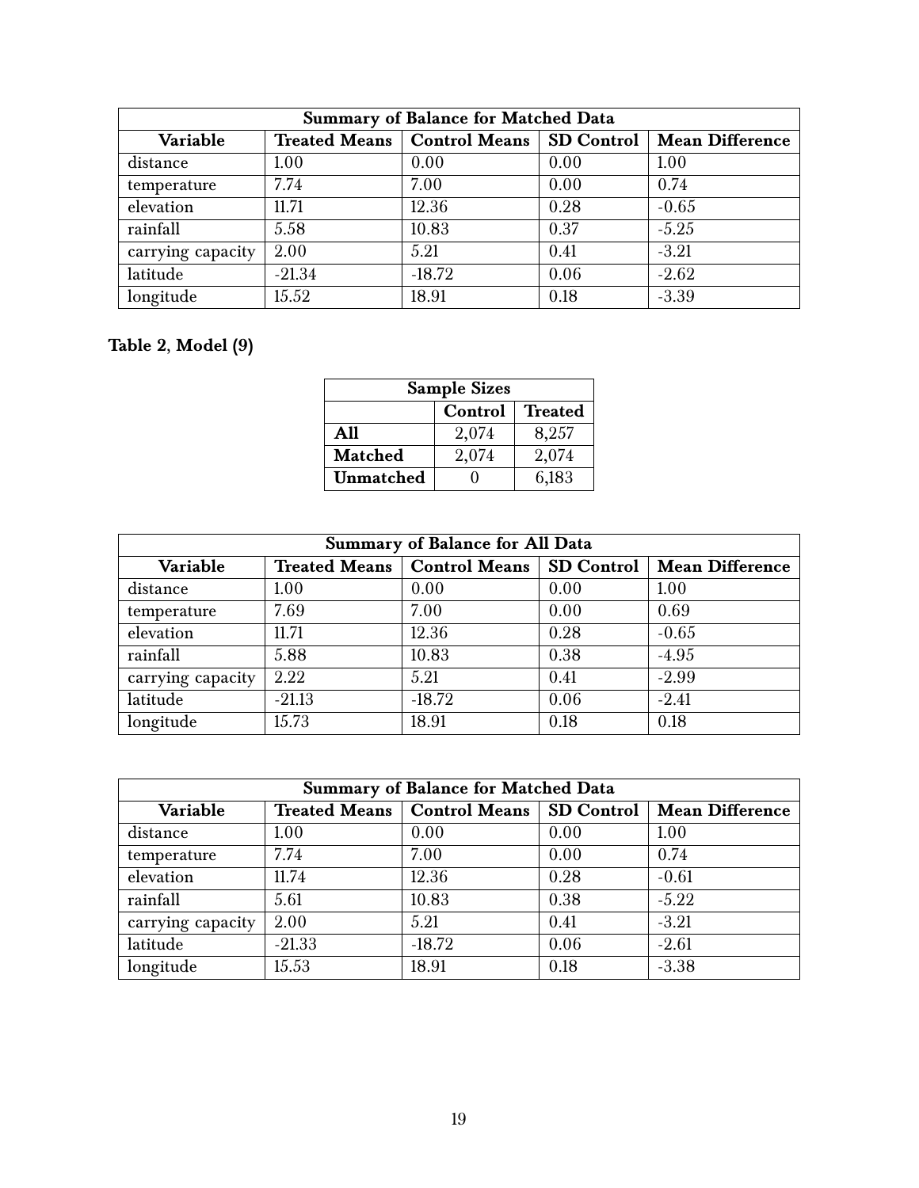| Summary of Balance for Matched Data | | | | |
|---|---|---|---|---|
| **Variable** | **Treated Means** | **Control Means** | **SD Control** | **Mean Difference** |
| distance | 1.00 | 0.00 | 0.00 | 1.00 |
| temperature | 7.74 | 7.00 | 0.00 | 0.74 |
| elevation | 11.71 | 12.36 | 0.28 | -0.65 |
| rainfall | 5.58 | 10.83 | 0.37 | -5.25 |
| carrying capacity | 2.00 | 5.21 | 0.41 | -3.21 |
| latitude | -21.34 | -18.72 | 0.06 | -2.62 |
| longitude | 15.52 | 18.91 | 0.18 | -3.39 |

**Table 2, Model (9)**

| Sample Sizes | | |
|---|---|---|
| | **Control** | **Treated** |
| **All** | 2,074 | 8,257 |
| **Matched** | 2,074 | 2,074 |
| **Unmatched** | 0 | 6,183 |

| Summary of Balance for All Data | | | | |
|---|---|---|---|---|
| **Variable** | **Treated Means** | **Control Means** | **SD Control** | **Mean Difference** |
| distance | 1.00 | 0.00 | 0.00 | 1.00 |
| temperature | 7.69 | 7.00 | 0.00 | 0.69 |
| elevation | 11.71 | 12.36 | 0.28 | -0.65 |
| rainfall | 5.88 | 10.83 | 0.38 | -4.95 |
| carrying capacity | 2.22 | 5.21 | 0.41 | -2.99 |
| latitude | -21.13 | -18.72 | 0.06 | -2.41 |
| longitude | 15.73 | 18.91 | 0.18 | 0.18 |

| Summary of Balance for Matched Data | | | | |
|---|---|---|---|---|
| **Variable** | **Treated Means** | **Control Means** | **SD Control** | **Mean Difference** |
| distance | 1.00 | 0.00 | 0.00 | 1.00 |
| temperature | 7.74 | 7.00 | 0.00 | 0.74 |
| elevation | 11.74 | 12.36 | 0.28 | -0.61 |
| rainfall | 5.61 | 10.83 | 0.38 | -5.22 |
| carrying capacity | 2.00 | 5.21 | 0.41 | -3.21 |
| latitude | -21.33 | -18.72 | 0.06 | -2.61 |
| longitude | 15.53 | 18.91 | 0.18 | -3.38 |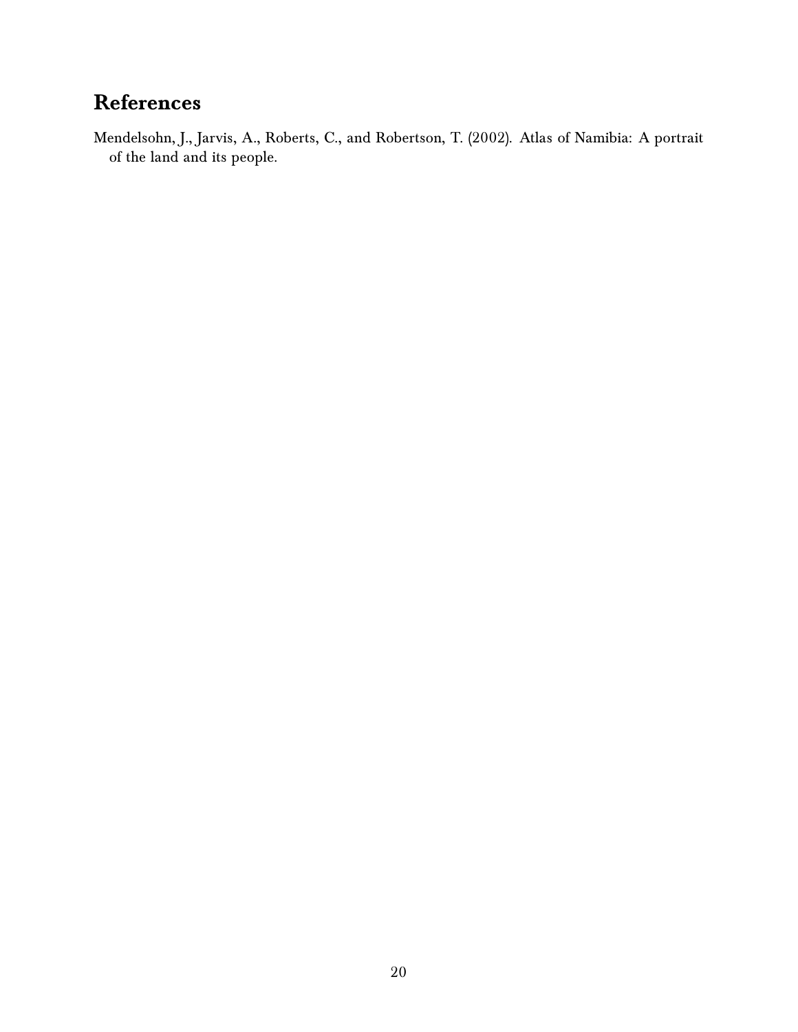# References

Mendelsohn, J., Jarvis, A., Roberts, C., and Robertson, T. (2002). Atlas of Namibia: A portrait of the land and its people.